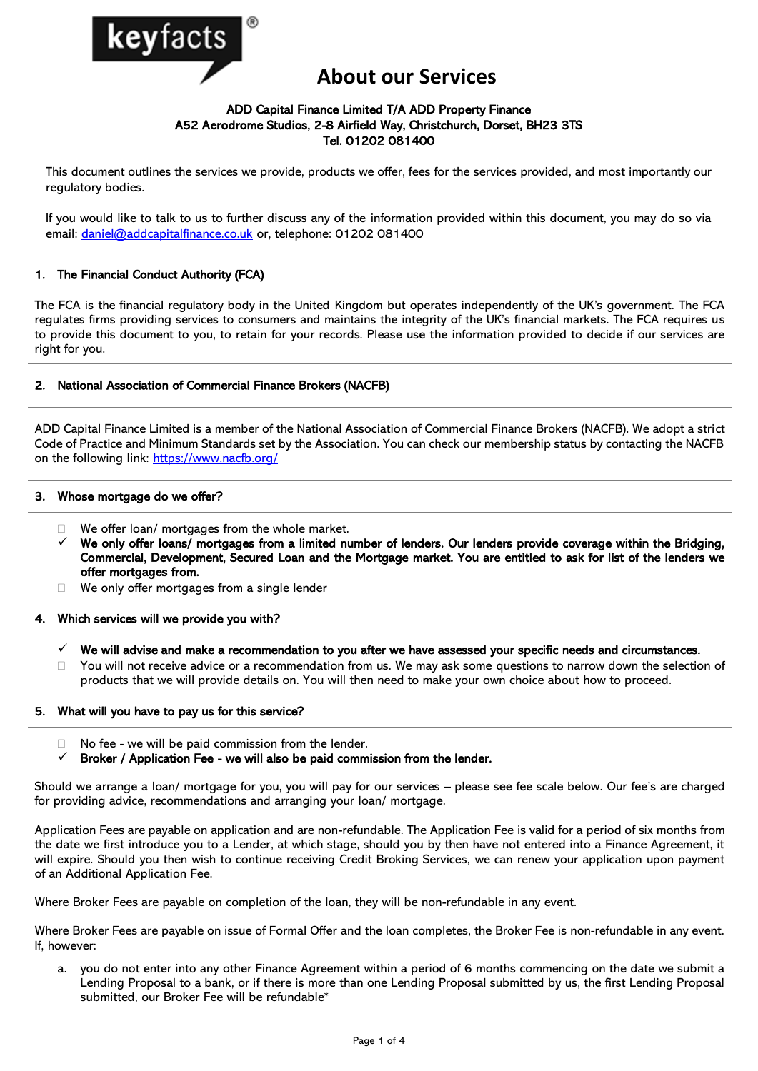keyfacts®

# About our Services

**ADD Capital Finance Limited T/A ADD Property Finance**
**A52 Aerodrome Studios, 2-8 Airfield Way, Christchurch, Dorset, BH23 3TS**
**Tel. 01202 081400**

This document outlines the services we provide, products we offer, fees for the services provided, and most importantly our regulatory bodies.

If you would like to talk to us to further discuss any of the information provided within this document, you may do so via email: [daniel@addcapitalfinance.co.uk](mailto:daniel@addcapitalfinance.co.uk) or, telephone: 01202 081400

## 1. The Financial Conduct Authority (FCA)

The FCA is the financial regulatory body in the United Kingdom but operates independently of the UK's government. The FCA regulates firms providing services to consumers and maintains the integrity of the UK's financial markets. The FCA requires us to provide this document to you, to retain for your records. Please use the information provided to decide if our services are right for you.

## 2. National Association of Commercial Finance Brokers (NACFB)

ADD Capital Finance Limited is a member of the National Association of Commercial Finance Brokers (NACFB). We adopt a strict Code of Practice and Minimum Standards set by the Association. You can check our membership status by contacting the NACFB on the following link: [https://www.nacfb.org/](https://www.nacfb.org/)

## 3. Whose mortgage do we offer?

- ☐ We offer loan/ mortgages from the whole market.
- ✓ **We only offer loans/ mortgages from a limited number of lenders. Our lenders provide coverage within the Bridging, Commercial, Development, Secured Loan and the Mortgage market. You are entitled to ask for list of the lenders we offer mortgages from.**
- ☐ We only offer mortgages from a single lender

## 4. Which services will we provide you with?

- ✓ **We will advise and make a recommendation to you after we have assessed your specific needs and circumstances.**
- ☐ You will not receive advice or a recommendation from us. We may ask some questions to narrow down the selection of products that we will provide details on. You will then need to make your own choice about how to proceed.

## 5. What will you have to pay us for this service?

- ☐ No fee - we will be paid commission from the lender.
- ✓ **Broker / Application Fee - we will also be paid commission from the lender.**

Should we arrange a loan/ mortgage for you, you will pay for our services – please see fee scale below. Our fee's are charged for providing advice, recommendations and arranging your loan/ mortgage.

Application Fees are payable on application and are non-refundable. The Application Fee is valid for a period of six months from the date we first introduce you to a Lender, at which stage, should you by then have not entered into a Finance Agreement, it will expire. Should you then wish to continue receiving Credit Broking Services, we can renew your application upon payment of an Additional Application Fee.

Where Broker Fees are payable on completion of the loan, they will be non-refundable in any event.

Where Broker Fees are payable on issue of Formal Offer and the loan completes, the Broker Fee is non-refundable in any event. If, however:

a. you do not enter into any other Finance Agreement within a period of 6 months commencing on the date we submit a Lending Proposal to a bank, or if there is more than one Lending Proposal submitted by us, the first Lending Proposal submitted, our Broker Fee will be refundable*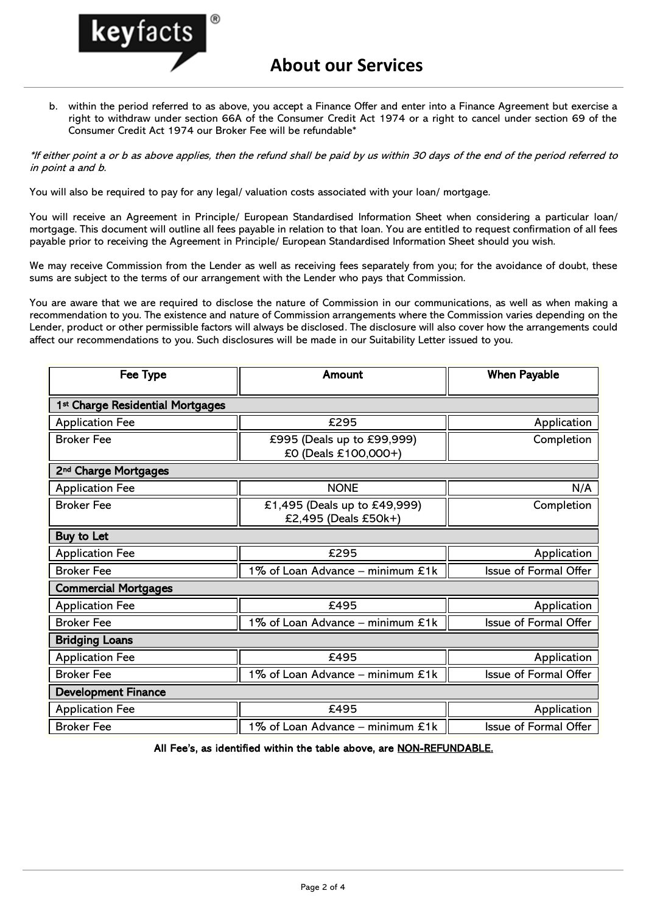# About our Services

b. within the period referred to as above, you accept a Finance Offer and enter into a Finance Agreement but exercise a right to withdraw under section 66A of the Consumer Credit Act 1974 or a right to cancel under section 69 of the Consumer Credit Act 1974 our Broker Fee will be refundable*

*\*If either point a or b as above applies, then the refund shall be paid by us within 30 days of the end of the period referred to in point a and b.*

You will also be required to pay for any legal/ valuation costs associated with your loan/ mortgage.

You will receive an Agreement in Principle/ European Standardised Information Sheet when considering a particular loan/ mortgage. This document will outline all fees payable in relation to that loan. You are entitled to request confirmation of all fees payable prior to receiving the Agreement in Principle/ European Standardised Information Sheet should you wish.

We may receive Commission from the Lender as well as receiving fees separately from you; for the avoidance of doubt, these sums are subject to the terms of our arrangement with the Lender who pays that Commission.

You are aware that we are required to disclose the nature of Commission in our communications, as well as when making a recommendation to you. The existence and nature of Commission arrangements where the Commission varies depending on the Lender, product or other permissible factors will always be disclosed. The disclosure will also cover how the arrangements could affect our recommendations to you. Such disclosures will be made in our Suitability Letter issued to you.

| Fee Type | Amount | When Payable |
|---|---|---|
| **1st Charge Residential Mortgages** | | |
| Application Fee | £295 | Application |
| Broker Fee | £995 (Deals up to £99,999)<br>£0 (Deals £100,000+) | Completion |
| **2nd Charge Mortgages** | | |
| Application Fee | NONE | N/A |
| Broker Fee | £1,495 (Deals up to £49,999)<br>£2,495 (Deals £50k+) | Completion |
| **Buy to Let** | | |
| Application Fee | £295 | Application |
| Broker Fee | 1% of Loan Advance – minimum £1k | Issue of Formal Offer |
| **Commercial Mortgages** | | |
| Application Fee | £495 | Application |
| Broker Fee | 1% of Loan Advance – minimum £1k | Issue of Formal Offer |
| **Bridging Loans** | | |
| Application Fee | £495 | Application |
| Broker Fee | 1% of Loan Advance – minimum £1k | Issue of Formal Offer |
| **Development Finance** | | |
| Application Fee | £495 | Application |
| Broker Fee | 1% of Loan Advance – minimum £1k | Issue of Formal Offer |

**All Fee's, as identified within the table above, are NON-REFUNDABLE.**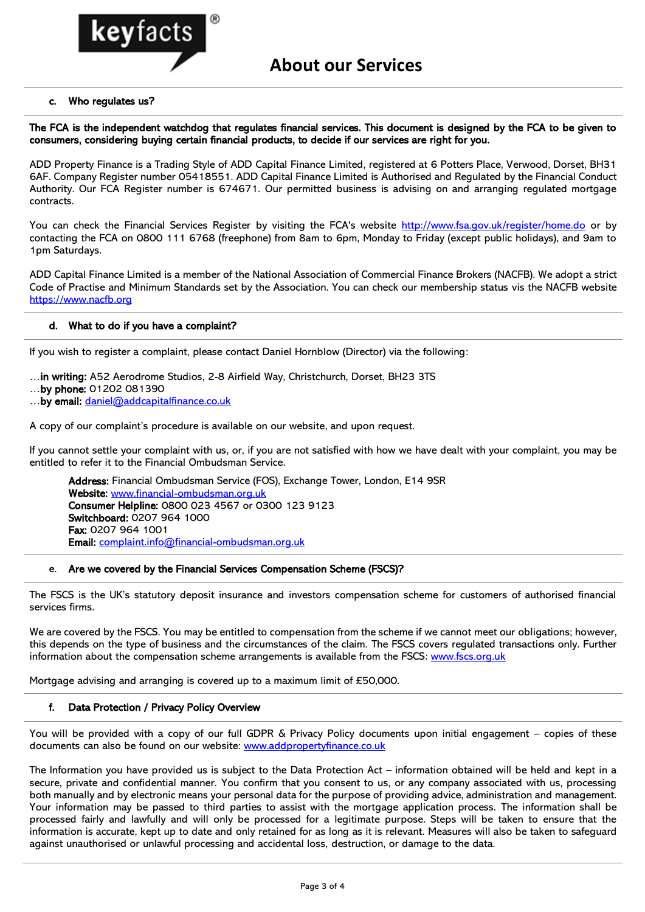# About our Services

### c. Who regulates us?

**The FCA is the independent watchdog that regulates financial services. This document is designed by the FCA to be given to consumers, considering buying certain financial products, to decide if our services are right for you.**

ADD Property Finance is a Trading Style of ADD Capital Finance Limited, registered at 6 Potters Place, Verwood, Dorset, BH31 6AF. Company Register number 05418551. ADD Capital Finance Limited is Authorised and Regulated by the Financial Conduct Authority. Our FCA Register number is 674671. Our permitted business is advising on and arranging regulated mortgage contracts.

You can check the Financial Services Register by visiting the FCA's website http://www.fsa.gov.uk/register/home.do or by contacting the FCA on 0800 111 6768 (freephone) from 8am to 6pm, Monday to Friday (except public holidays), and 9am to 1pm Saturdays.

ADD Capital Finance Limited is a member of the National Association of Commercial Finance Brokers (NACFB). We adopt a strict Code of Practise and Minimum Standards set by the Association. You can check our membership status vis the NACFB website https://www.nacfb.org

### d. What to do if you have a complaint?

If you wish to register a complaint, please contact Daniel Hornblow (Director) via the following:

…**in writing:** A52 Aerodrome Studios, 2-8 Airfield Way, Christchurch, Dorset, BH23 3TS
…**by phone:** 01202 081390
…**by email:** daniel@addcapitalfinance.co.uk

A copy of our complaint's procedure is available on our website, and upon request.

If you cannot settle your complaint with us, or, if you are not satisfied with how we have dealt with your complaint, you may be entitled to refer it to the Financial Ombudsman Service.

**Address:** Financial Ombudsman Service (FOS), Exchange Tower, London, E14 9SR
**Website:** www.financial-ombudsman.org.uk
**Consumer Helpline:** 0800 023 4567 or 0300 123 9123
**Switchboard:** 0207 964 1000
**Fax:** 0207 964 1001
**Email:** complaint.info@financial-ombudsman.org.uk

### e. Are we covered by the Financial Services Compensation Scheme (FSCS)?

The FSCS is the UK's statutory deposit insurance and investors compensation scheme for customers of authorised financial services firms.

We are covered by the FSCS. You may be entitled to compensation from the scheme if we cannot meet our obligations; however, this depends on the type of business and the circumstances of the claim. The FSCS covers regulated transactions only. Further information about the compensation scheme arrangements is available from the FSCS: www.fscs.org.uk

Mortgage advising and arranging is covered up to a maximum limit of £50,000.

### f. Data Protection / Privacy Policy Overview

You will be provided with a copy of our full GDPR & Privacy Policy documents upon initial engagement – copies of these documents can also be found on our website: www.addpropertyfinance.co.uk

The Information you have provided us is subject to the Data Protection Act – information obtained will be held and kept in a secure, private and confidential manner. You confirm that you consent to us, or any company associated with us, processing both manually and by electronic means your personal data for the purpose of providing advice, administration and management. Your information may be passed to third parties to assist with the mortgage application process. The information shall be processed fairly and lawfully and will only be processed for a legitimate purpose. Steps will be taken to ensure that the information is accurate, kept up to date and only retained for as long as it is relevant. Measures will also be taken to safeguard against unauthorised or unlawful processing and accidental loss, destruction, or damage to the data.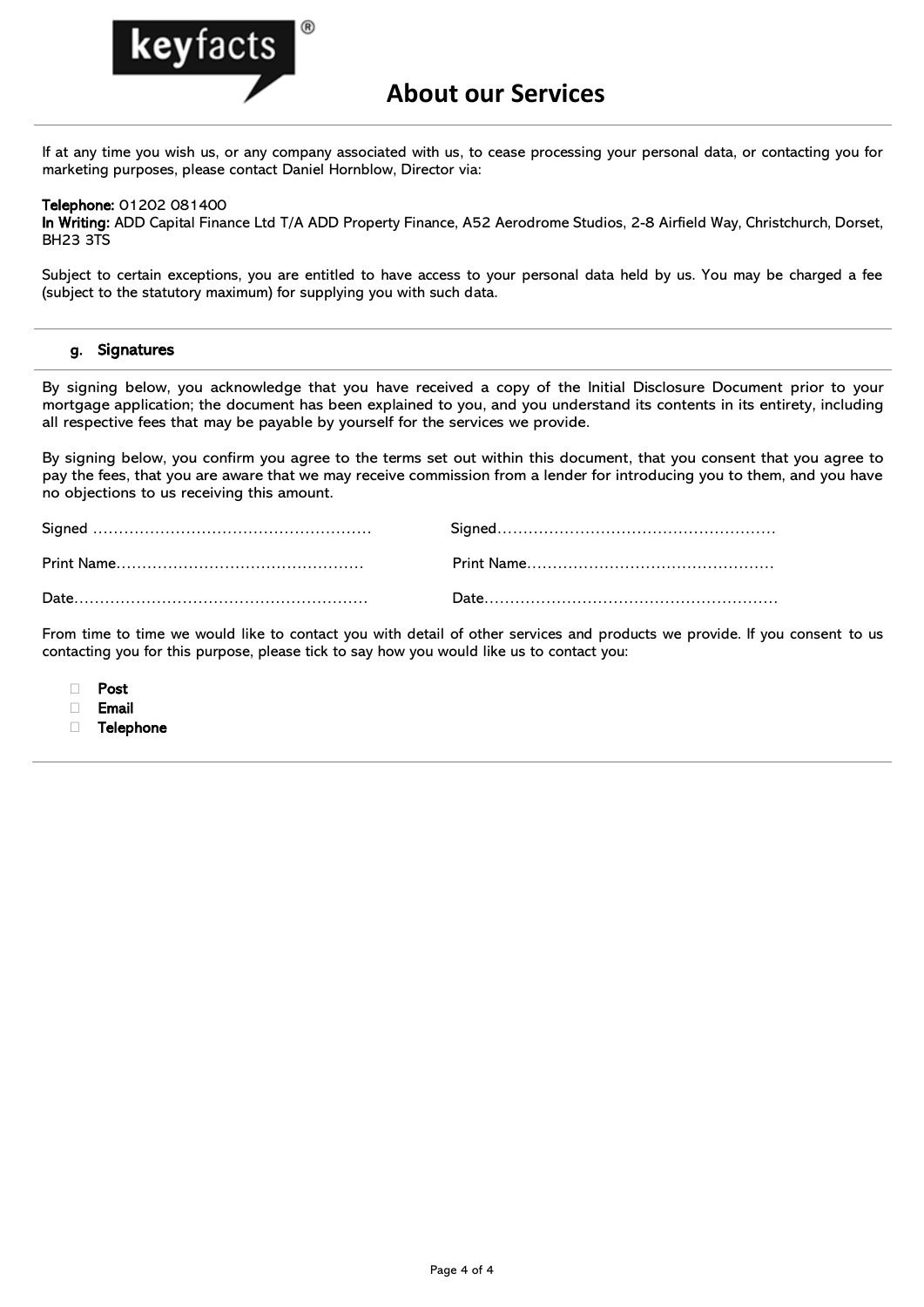If at any time you wish us, or any company associated with us, to cease processing your personal data, or contacting you for marketing purposes, please contact Daniel Hornblow, Director via:

**Telephone:** 01202 081400
**In Writing:** ADD Capital Finance Ltd T/A ADD Property Finance, A52 Aerodrome Studios, 2-8 Airfield Way, Christchurch, Dorset, BH23 3TS

Subject to certain exceptions, you are entitled to have access to your personal data held by us. You may be charged a fee (subject to the statutory maximum) for supplying you with such data.

### g. Signatures

By signing below, you acknowledge that you have received a copy of the Initial Disclosure Document prior to your mortgage application; the document has been explained to you, and you understand its contents in its entirety, including all respective fees that may be payable by yourself for the services we provide.

By signing below, you confirm you agree to the terms set out within this document, that you consent that you agree to pay the fees, that you are aware that we may receive commission from a lender for introducing you to them, and you have no objections to us receiving this amount.

Signed ……………………………………………… Signed………………………………………………

Print Name………………………………………… Print Name…………………………………………

Date………………………………………………… Date…………………………………………………

From time to time we would like to contact you with detail of other services and products we provide. If you consent to us contacting you for this purpose, please tick to say how you would like us to contact you:

- ☐ **Post**
- ☐ **Email**
- ☐ **Telephone**